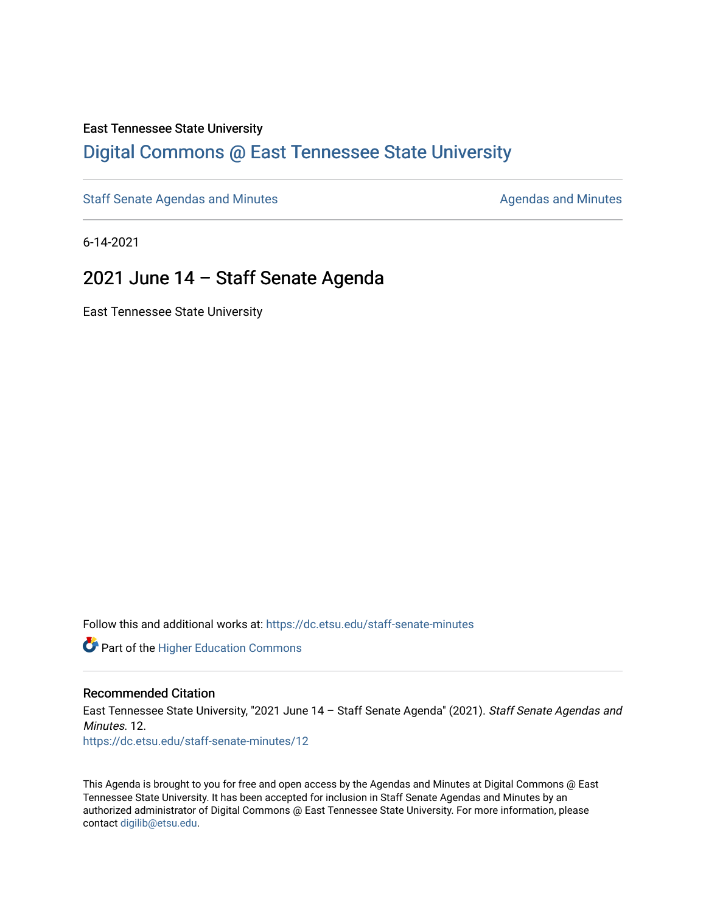East Tennessee State University

# Digital Commons @ East Tennessee State University

Staff Senate Agendas and Minutes | Agendas and Minutes

6-14-2021

## 2021 June 14 – Staff Senate Agenda

East Tennessee State University

Follow this and additional works at: https://dc.etsu.edu/staff-senate-minutes

Part of the Higher Education Commons

### Recommended Citation

East Tennessee State University, "2021 June 14 – Staff Senate Agenda" (2021). *Staff Senate Agendas and Minutes*. 12.
https://dc.etsu.edu/staff-senate-minutes/12

This Agenda is brought to you for free and open access by the Agendas and Minutes at Digital Commons @ East Tennessee State University. It has been accepted for inclusion in Staff Senate Agendas and Minutes by an authorized administrator of Digital Commons @ East Tennessee State University. For more information, please contact digilib@etsu.edu.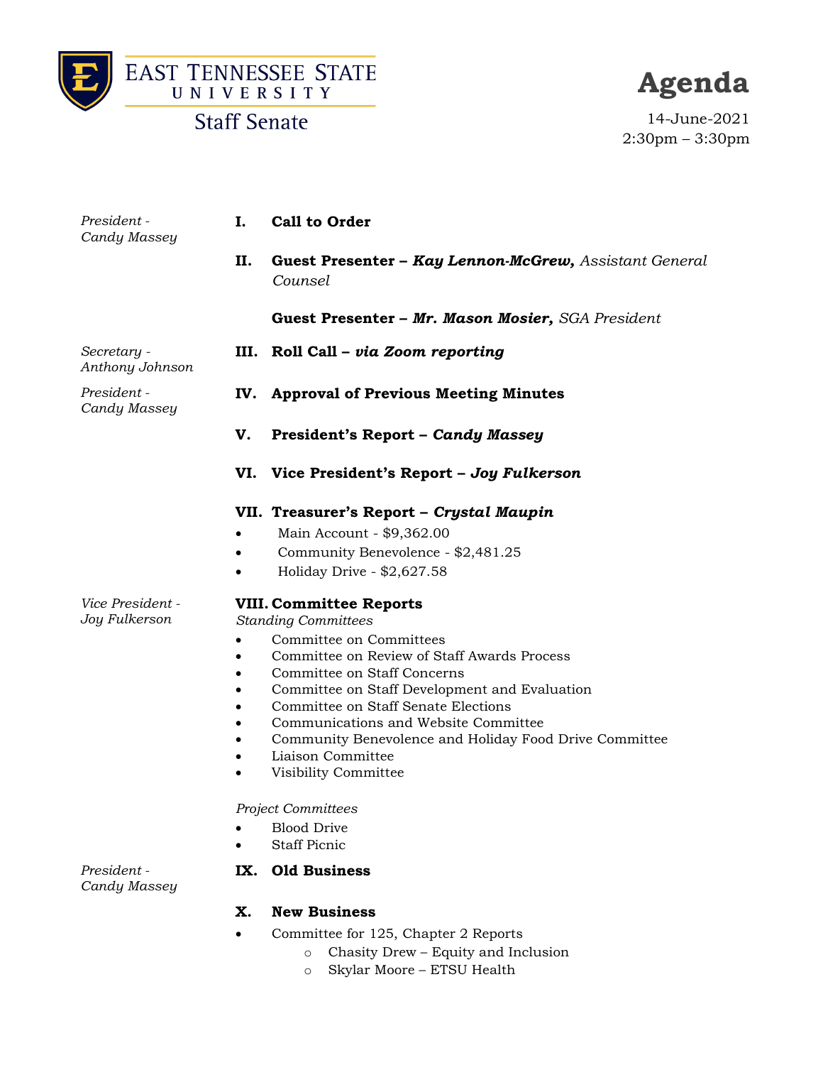East Tennessee State University
Staff Senate

# Agenda

14-June-2021
2:30pm – 3:30pm

*President - Candy Massey*

**I. Call to Order**

**II. Guest Presenter – *Kay Lennon-McGrew,*** *Assistant General Counsel*

**Guest Presenter – *Mr. Mason Mosier,*** *SGA President*

*Secretary - Anthony Johnson*

**III. Roll Call – *via Zoom reporting***

*President - Candy Massey*

**IV. Approval of Previous Meeting Minutes**

**V. President's Report – *Candy Massey***

**VI. Vice President's Report – *Joy Fulkerson***

**VII. Treasurer's Report – *Crystal Maupin***

- Main Account - $9,362.00
- Community Benevolence - $2,481.25
- Holiday Drive - $2,627.58

*Vice President - Joy Fulkerson*

**VIII. Committee Reports**

*Standing Committees*

- Committee on Committees
- Committee on Review of Staff Awards Process
- Committee on Staff Concerns
- Committee on Staff Development and Evaluation
- Committee on Staff Senate Elections
- Communications and Website Committee
- Community Benevolence and Holiday Food Drive Committee
- Liaison Committee
- Visibility Committee

*Project Committees*

- Blood Drive
- Staff Picnic

*President - Candy Massey*

**IX. Old Business**

**X. New Business**

- Committee for 125, Chapter 2 Reports
  - Chasity Drew – Equity and Inclusion
  - Skylar Moore – ETSU Health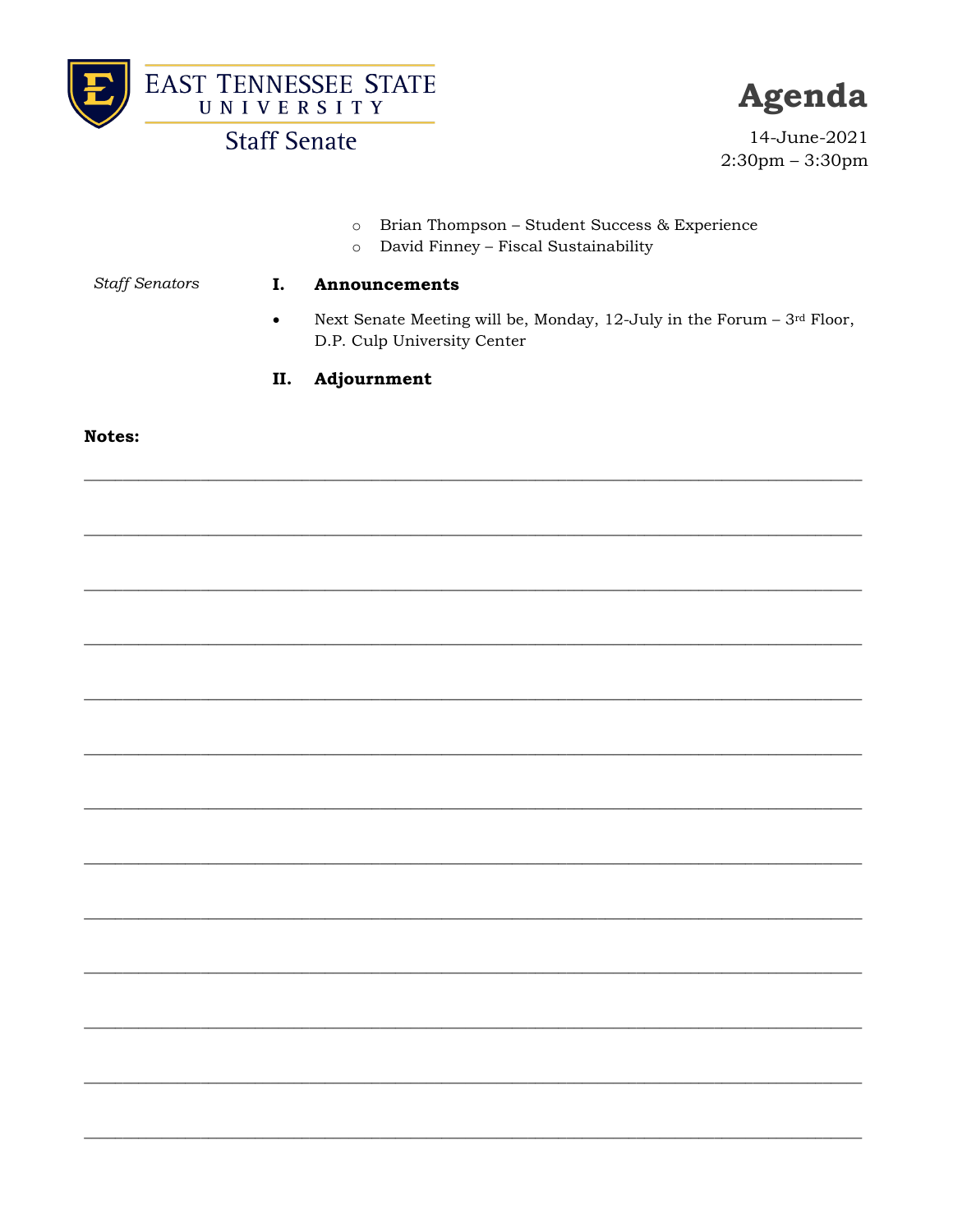East Tennessee State University

Staff Senate

# Agenda

14-June-2021
2:30pm – 2:30pm

- Brian Thompson – Student Success & Experience
- David Finney – Fiscal Sustainability

*Staff Senators*

## I. Announcements

- Next Senate Meeting will be, Monday, 12-July in the Forum – 3rd Floor, D.P. Culp University Center

## II. Adjournment

**Notes:**

___________________________________________________________________________

___________________________________________________________________________

___________________________________________________________________________

___________________________________________________________________________

___________________________________________________________________________

___________________________________________________________________________

___________________________________________________________________________

___________________________________________________________________________

___________________________________________________________________________

___________________________________________________________________________

___________________________________________________________________________

___________________________________________________________________________

___________________________________________________________________________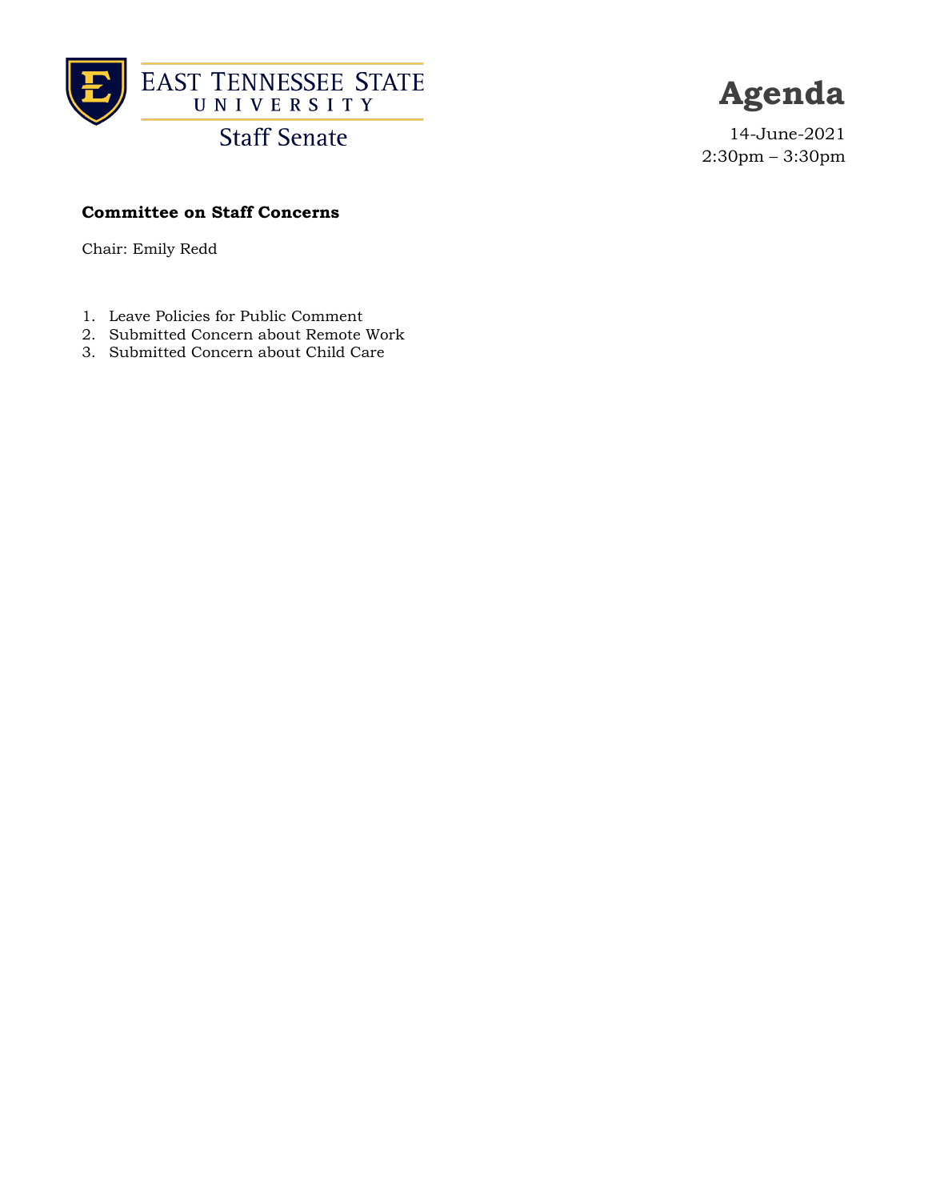East Tennessee State University

Staff Senate

# Agenda

14-June-2021
2:30pm – 3:30pm

**Committee on Staff Concerns**

Chair: Emily Redd

1. Leave Policies for Public Comment
2. Submitted Concern about Remote Work
3. Submitted Concern about Child Care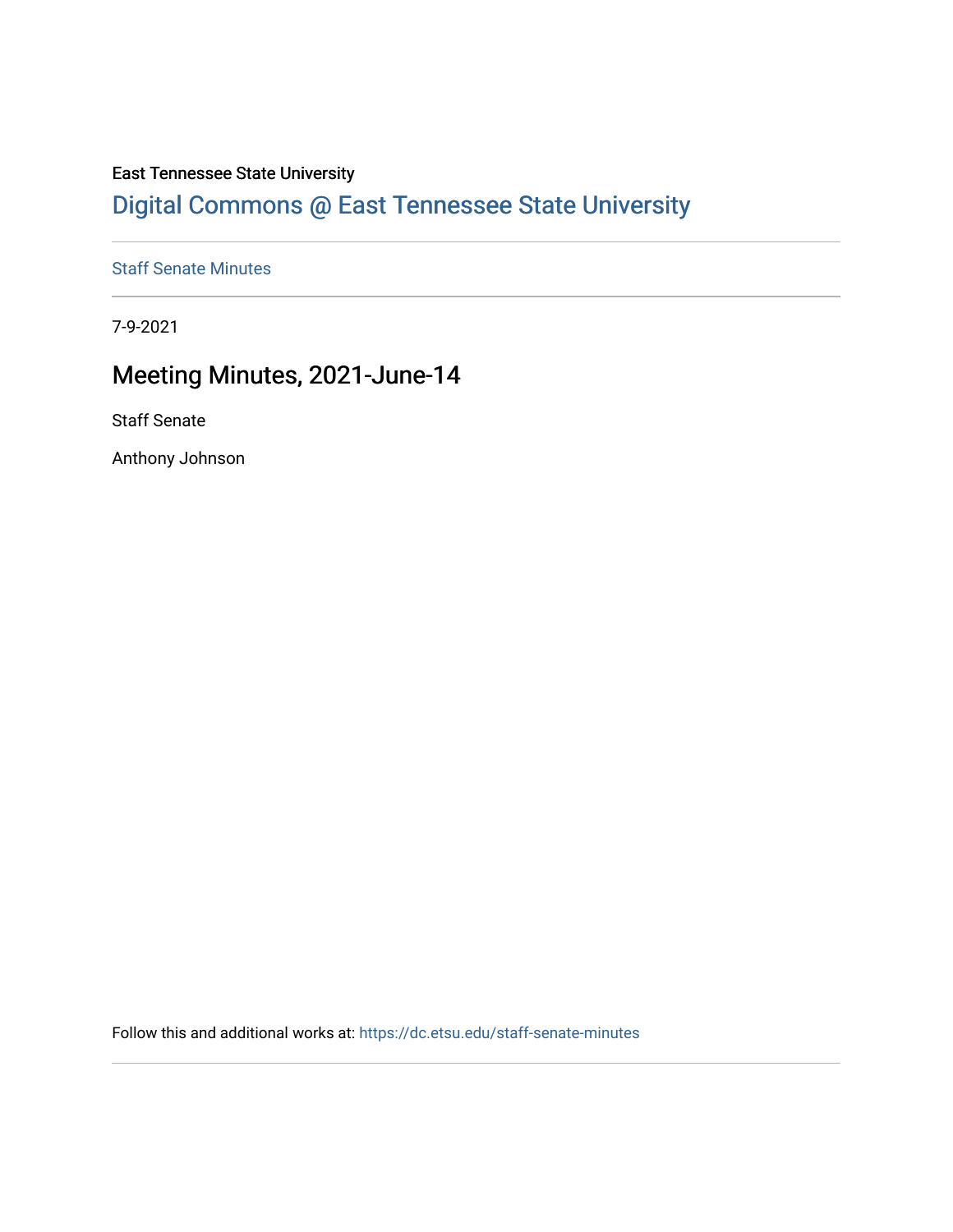East Tennessee State University

# Digital Commons @ East Tennessee State University

Staff Senate Minutes

7-9-2021

## Meeting Minutes, 2021-June-14

Staff Senate

Anthony Johnson

Follow this and additional works at: https://dc.etsu.edu/staff-senate-minutes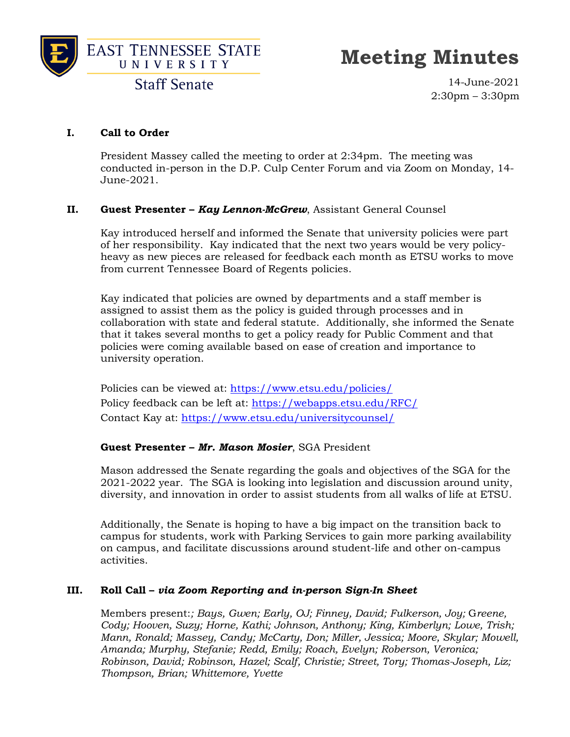# Meeting Minutes

**East Tennessee State University — Staff Senate**

14-June-2021
2:30pm – 3:30pm

## I. Call to Order

President Massey called the meeting to order at 2:34pm. The meeting was conducted in-person in the D.P. Culp Center Forum and via Zoom on Monday, 14-June-2021.

## II. Guest Presenter – *Kay Lennon-McGrew*, Assistant General Counsel

Kay introduced herself and informed the Senate that university policies were part of her responsibility. Kay indicated that the next two years would be very policy-heavy as new pieces are released for feedback each month as ETSU works to move from current Tennessee Board of Regents policies.

Kay indicated that policies are owned by departments and a staff member is assigned to assist them as the policy is guided through processes and in collaboration with state and federal statute. Additionally, she informed the Senate that it takes several months to get a policy ready for Public Comment and that policies were coming available based on ease of creation and importance to university operation.

Policies can be viewed at: https://www.etsu.edu/policies/
Policy feedback can be left at: https://webapps.etsu.edu/RFC/
Contact Kay at: https://www.etsu.edu/universitycounsel/

**Guest Presenter – *Mr. Mason Mosier*, SGA President**

Mason addressed the Senate regarding the goals and objectives of the SGA for the 2021-2022 year. The SGA is looking into legislation and discussion around unity, diversity, and innovation in order to assist students from all walks of life at ETSU.

Additionally, the Senate is hoping to have a big impact on the transition back to campus for students, work with Parking Services to gain more parking availability on campus, and facilitate discussions around student-life and other on-campus activities.

## III. Roll Call – *via Zoom Reporting and in-person Sign-In Sheet*

Members present:*; Bays, Gwen; Early, OJ; Finney, David; Fulkerson, Joy; Greene, Cody; Hooven, Suzy; Horne, Kathi; Johnson, Anthony; King, Kimberlyn; Lowe, Trish; Mann, Ronald; Massey, Candy; McCarty, Don; Miller, Jessica; Moore, Skylar; Mowell, Amanda; Murphy, Stefanie; Redd, Emily; Roach, Evelyn; Roberson, Veronica; Robinson, David; Robinson, Hazel; Scalf, Christie; Street, Tory; Thomas-Joseph, Liz; Thompson, Brian; Whittemore, Yvette*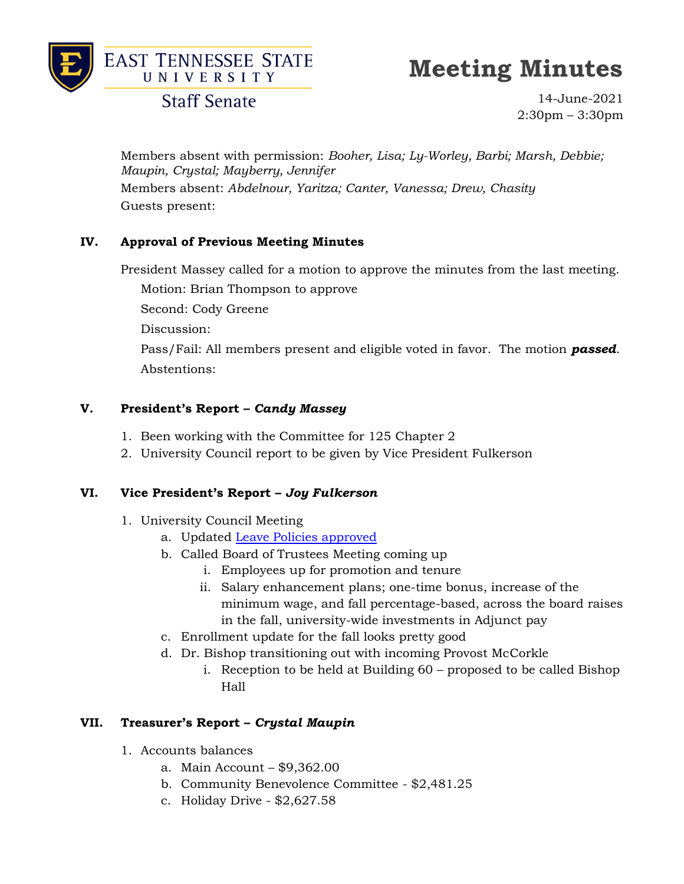Members absent with permission: *Booher, Lisa; Ly-Worley, Barbi; Marsh, Debbie; Maupin, Crystal; Mayberry, Jennifer*

Members absent: *Abdelnour, Yaritza; Canter, Vanessa; Drew, Chasity*

Guests present:

## IV. Approval of Previous Meeting Minutes

President Massey called for a motion to approve the minutes from the last meeting.

Motion: Brian Thompson to approve

Second: Cody Greene

Discussion:

Pass/Fail: All members present and eligible voted in favor. The motion ***passed***.

Abstentions:

## V. President's Report – *Candy Massey*

1. Been working with the Committee for 125 Chapter 2
2. University Council report to be given by Vice President Fulkerson

## VI. Vice President's Report – *Joy Fulkerson*

1. University Council Meeting
    a. Updated Leave Policies approved
    b. Called Board of Trustees Meeting coming up
        i. Employees up for promotion and tenure
        ii. Salary enhancement plans; one-time bonus, increase of the minimum wage, and fall percentage-based, across the board raises in the fall, university-wide investments in Adjunct pay
    c. Enrollment update for the fall looks pretty good
    d. Dr. Bishop transitioning out with incoming Provost McCorkle
        i. Reception to be held at Building 60 – proposed to be called Bishop Hall

## VII. Treasurer's Report – *Crystal Maupin*

1. Accounts balances
    a. Main Account – $9,362.00
    b. Community Benevolence Committee - $2,481.25
    c. Holiday Drive - $2,627.58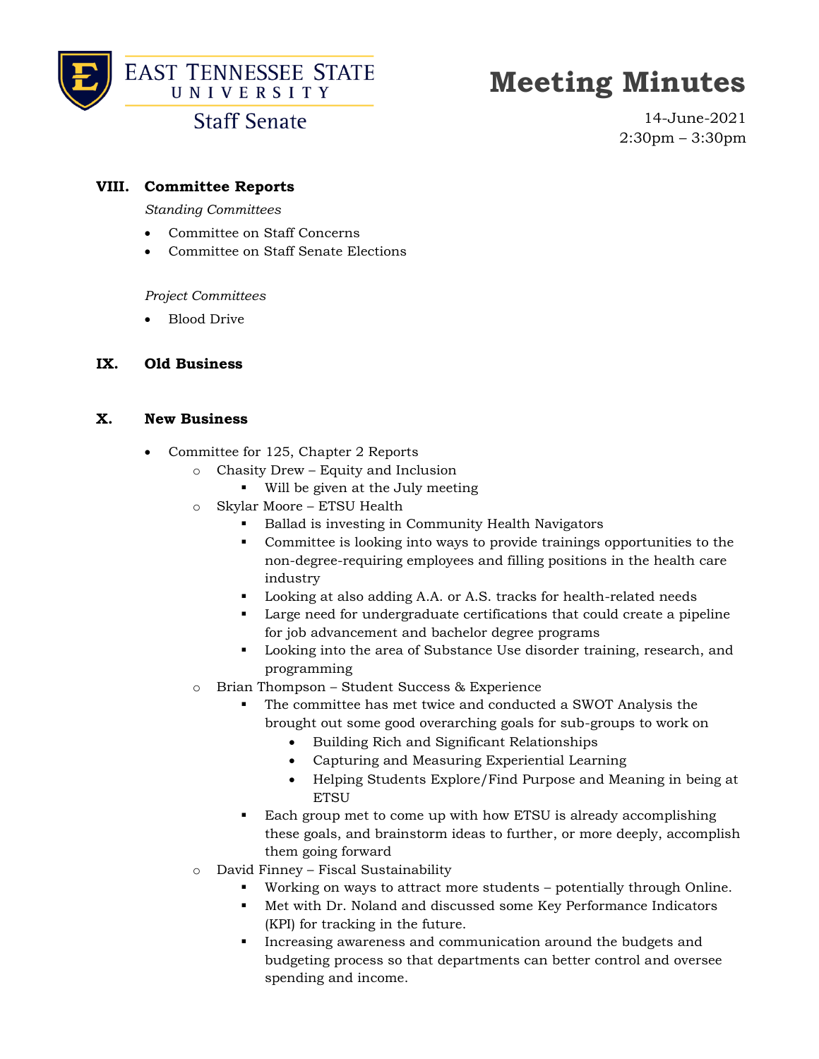## VIII. Committee Reports

*Standing Committees*

- Committee on Staff Concerns
- Committee on Staff Senate Elections

*Project Committees*

- Blood Drive

## IX. Old Business

## X. New Business

- Committee for 125, Chapter 2 Reports
  - Chasity Drew – Equity and Inclusion
    - Will be given at the July meeting
  - Skylar Moore – ETSU Health
    - Ballad is investing in Community Health Navigators
    - Committee is looking into ways to provide trainings opportunities to the non-degree-requiring employees and filling positions in the health care industry
    - Looking at also adding A.A. or A.S. tracks for health-related needs
    - Large need for undergraduate certifications that could create a pipeline for job advancement and bachelor degree programs
    - Looking into the area of Substance Use disorder training, research, and programming
  - Brian Thompson – Student Success & Experience
    - The committee has met twice and conducted a SWOT Analysis the brought out some good overarching goals for sub-groups to work on
      - Building Rich and Significant Relationships
      - Capturing and Measuring Experiential Learning
      - Helping Students Explore/Find Purpose and Meaning in being at ETSU
    - Each group met to come up with how ETSU is already accomplishing these goals, and brainstorm ideas to further, or more deeply, accomplish them going forward
  - David Finney – Fiscal Sustainability
    - Working on ways to attract more students – potentially through Online.
    - Met with Dr. Noland and discussed some Key Performance Indicators (KPI) for tracking in the future.
    - Increasing awareness and communication around the budgets and budgeting process so that departments can better control and oversee spending and income.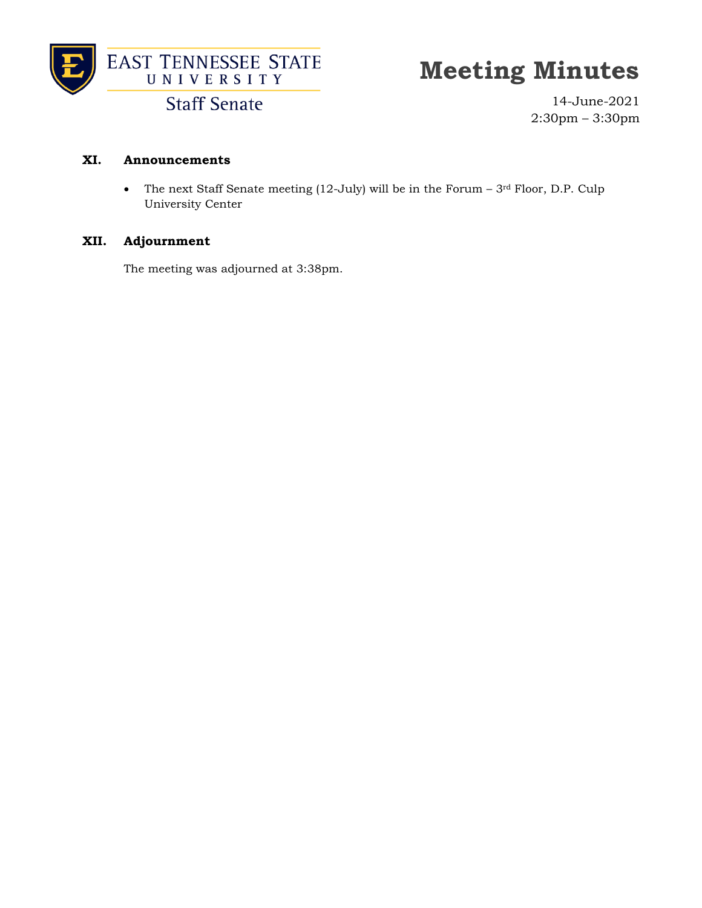## XI. Announcements

- The next Staff Senate meeting (12-July) will be in the Forum – 3rd Floor, D.P. Culp University Center

## XII. Adjournment

The meeting was adjourned at 3:38pm.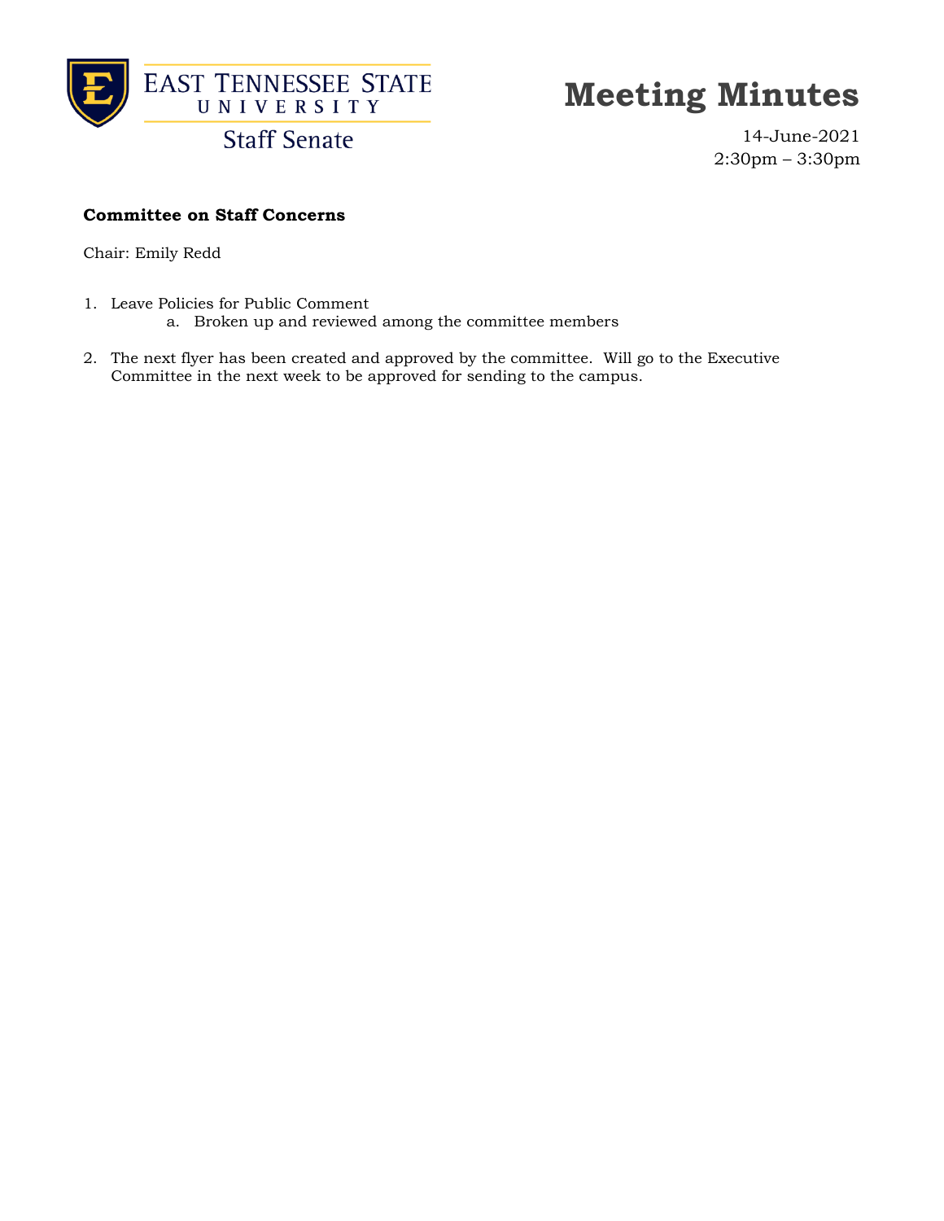East Tennessee State University
Staff Senate

# Meeting Minutes

14-June-2021
2:30pm – 3:30pm

**Committee on Staff Concerns**

Chair: Emily Redd

1. Leave Policies for Public Comment
   a. Broken up and reviewed among the committee members

2. The next flyer has been created and approved by the committee. Will go to the Executive Committee in the next week to be approved for sending to the campus.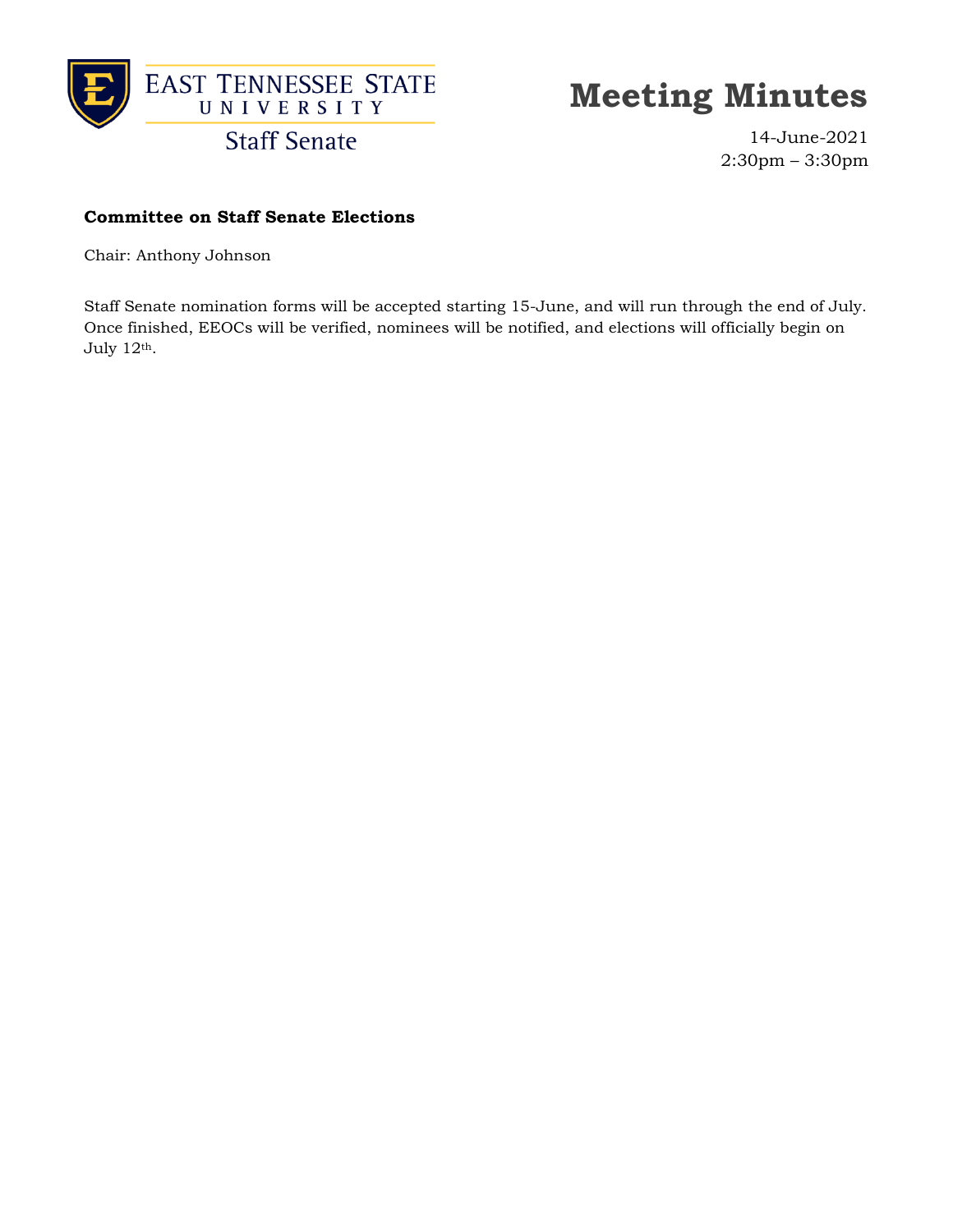**Committee on Staff Senate Elections**

Chair: Anthony Johnson

Staff Senate nomination forms will be accepted starting 15-June, and will run through the end of July. Once finished, EEOCs will be verified, nominees will be notified, and elections will officially begin on July 12th.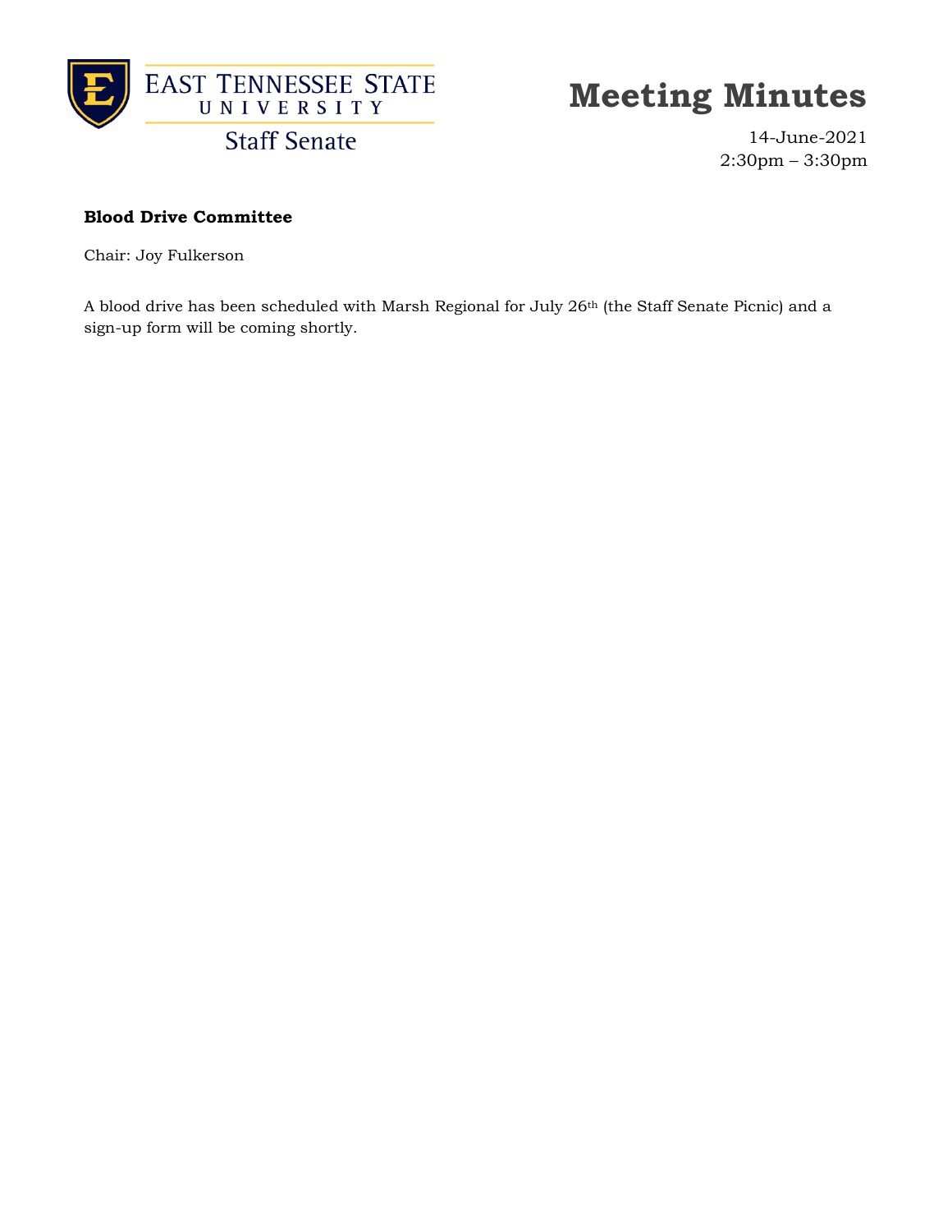### Blood Drive Committee

Chair: Joy Fulkerson

A blood drive has been scheduled with Marsh Regional for July 26th (the Staff Senate Picnic) and a sign-up form will be coming shortly.